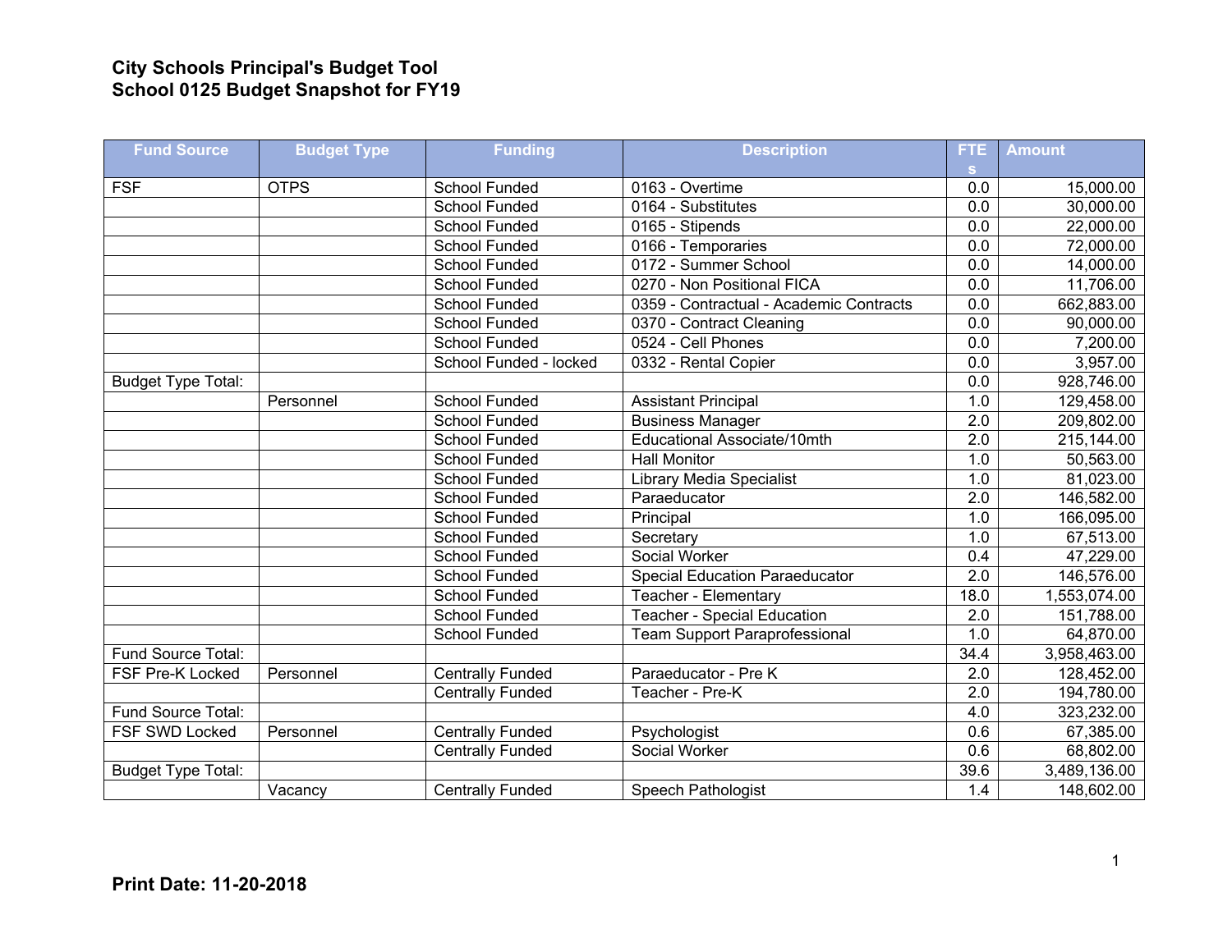**City Schools Principal's Budget Tool**
**School 0125 Budget Snapshot for FY19**

| Fund Source | Budget Type | Funding | Description | FTEs | Amount |
|---|---|---|---|---|---|
| FSF | OTPS | School Funded | 0163 - Overtime | 0.0 | 15,000.00 |
| | | School Funded | 0164 - Substitutes | 0.0 | 30,000.00 |
| | | School Funded | 0165 - Stipends | 0.0 | 22,000.00 |
| | | School Funded | 0166 - Temporaries | 0.0 | 72,000.00 |
| | | School Funded | 0172 - Summer School | 0.0 | 14,000.00 |
| | | School Funded | 0270 - Non Positional FICA | 0.0 | 11,706.00 |
| | | School Funded | 0359 - Contractual - Academic Contracts | 0.0 | 662,883.00 |
| | | School Funded | 0370 - Contract Cleaning | 0.0 | 90,000.00 |
| | | School Funded | 0524 - Cell Phones | 0.0 | 7,200.00 |
| | | School Funded - locked | 0332 - Rental Copier | 0.0 | 3,957.00 |
| Budget Type Total: | | | | 0.0 | 928,746.00 |
| | Personnel | School Funded | Assistant Principal | 1.0 | 129,458.00 |
| | | School Funded | Business Manager | 2.0 | 209,802.00 |
| | | School Funded | Educational Associate/10mth | 2.0 | 215,144.00 |
| | | School Funded | Hall Monitor | 1.0 | 50,563.00 |
| | | School Funded | Library Media Specialist | 1.0 | 81,023.00 |
| | | School Funded | Paraeducator | 2.0 | 146,582.00 |
| | | School Funded | Principal | 1.0 | 166,095.00 |
| | | School Funded | Secretary | 1.0 | 67,513.00 |
| | | School Funded | Social Worker | 0.4 | 47,229.00 |
| | | School Funded | Special Education Paraeducator | 2.0 | 146,576.00 |
| | | School Funded | Teacher - Elementary | 18.0 | 1,553,074.00 |
| | | School Funded | Teacher - Special Education | 2.0 | 151,788.00 |
| | | School Funded | Team Support Paraprofessional | 1.0 | 64,870.00 |
| Fund Source Total: | | | | 34.4 | 3,958,463.00 |
| FSF Pre-K Locked | Personnel | Centrally Funded | Paraeducator - Pre K | 2.0 | 128,452.00 |
| | | Centrally Funded | Teacher - Pre-K | 2.0 | 194,780.00 |
| Fund Source Total: | | | | 4.0 | 323,232.00 |
| FSF SWD Locked | Personnel | Centrally Funded | Psychologist | 0.6 | 67,385.00 |
| | | Centrally Funded | Social Worker | 0.6 | 68,802.00 |
| Budget Type Total: | | | | 39.6 | 3,489,136.00 |
| | Vacancy | Centrally Funded | Speech Pathologist | 1.4 | 148,602.00 |

**Print Date: 11-20-2018**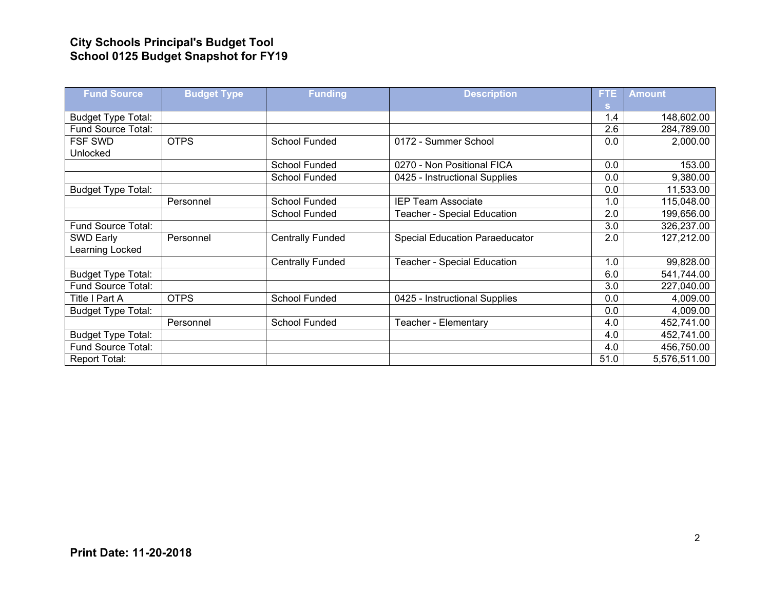## City Schools Principal's Budget Tool
## School 0125 Budget Snapshot for FY19

| Fund Source | Budget Type | Funding | Description | FTEs | Amount |
|---|---|---|---|---|---|
| Budget Type Total: | | | | 1.4 | 148,602.00 |
| Fund Source Total: | | | | 2.6 | 284,789.00 |
| FSF SWD Unlocked | OTPS | School Funded | 0172 - Summer School | 0.0 | 2,000.00 |
| | | School Funded | 0270 - Non Positional FICA | 0.0 | 153.00 |
| | | School Funded | 0425 - Instructional Supplies | 0.0 | 9,380.00 |
| Budget Type Total: | | | | 0.0 | 11,533.00 |
| | Personnel | School Funded | IEP Team Associate | 1.0 | 115,048.00 |
| | | School Funded | Teacher - Special Education | 2.0 | 199,656.00 |
| Fund Source Total: | | | | 3.0 | 326,237.00 |
| SWD Early Learning Locked | Personnel | Centrally Funded | Special Education Paraeducator | 2.0 | 127,212.00 |
| | | Centrally Funded | Teacher - Special Education | 1.0 | 99,828.00 |
| Budget Type Total: | | | | 6.0 | 541,744.00 |
| Fund Source Total: | | | | 3.0 | 227,040.00 |
| Title I Part A | OTPS | School Funded | 0425 - Instructional Supplies | 0.0 | 4,009.00 |
| Budget Type Total: | | | | 0.0 | 4,009.00 |
| | Personnel | School Funded | Teacher - Elementary | 4.0 | 452,741.00 |
| Budget Type Total: | | | | 4.0 | 452,741.00 |
| Fund Source Total: | | | | 4.0 | 456,750.00 |
| Report Total: | | | | 51.0 | 5,576,511.00 |

**Print Date: 11-20-2018**